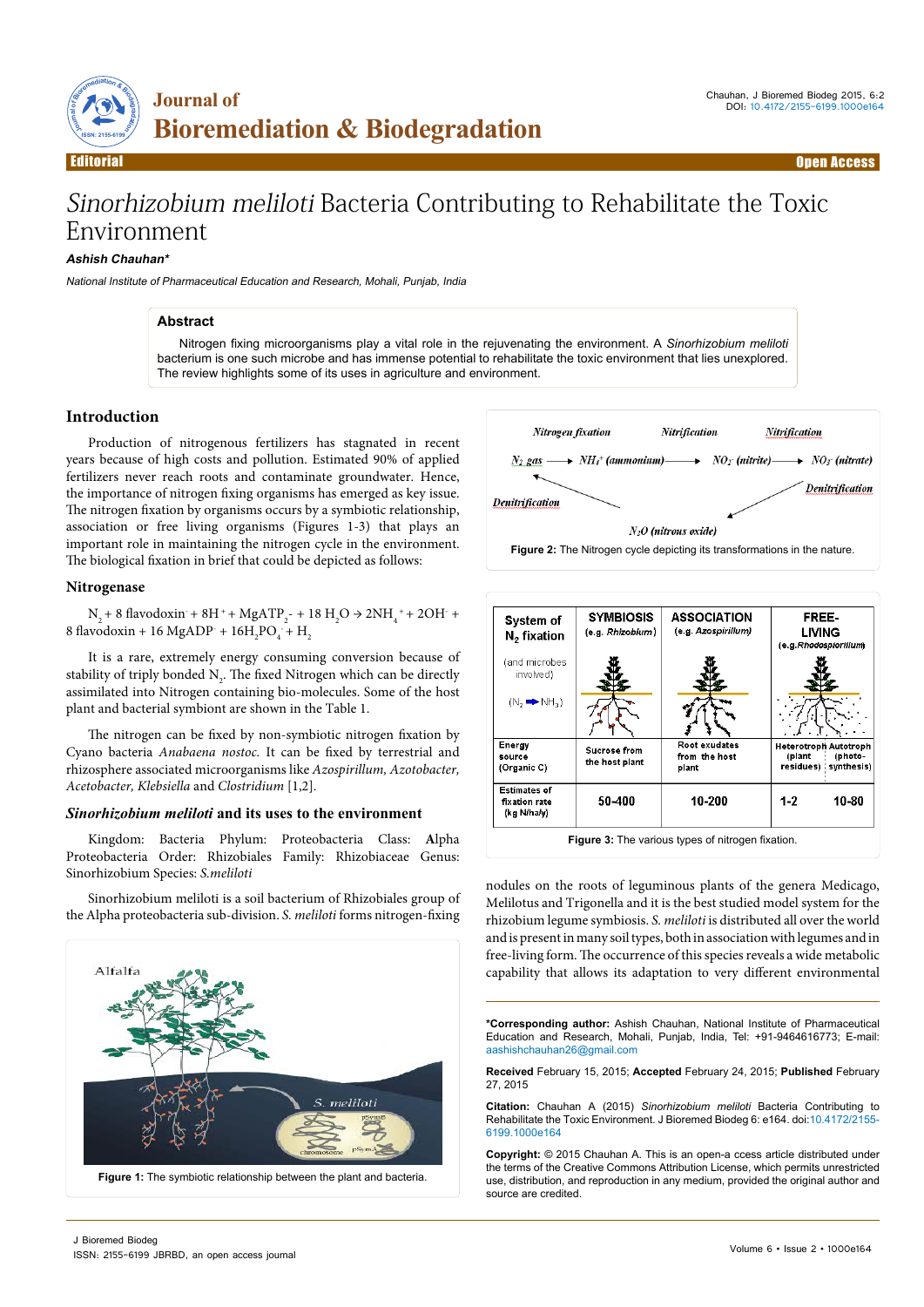# *Sinorhizobium meliloti* Bacteria Contributing to Rehabilitate the Toxic Environment

**Ashish Chauhan***

*National Institute of Pharmaceutical Education and Research, Mohali, Punjab, India*

## Abstract

Nitrogen fixing microorganisms play a vital role in the rejuvenating the environment. A *Sinorhizobium meliloti* bacterium is one such microbe and has immense potential to rehabilitate the toxic environment that lies unexplored. The review highlights some of its uses in agriculture and environment.

## Introduction

Production of nitrogenous fertilizers has stagnated in recent years because of high costs and pollution. Estimated 90% of applied fertilizers never reach roots and contaminate groundwater. Hence, the importance of nitrogen fixing organisms has emerged as key issue. The nitrogen fixation by organisms occurs by a symbiotic relationship, association or free living organisms (Figures 1-3) that plays an important role in maintaining the nitrogen cycle in the environment. The biological fixation in brief that could be depicted as follows:

### Nitrogenase

$$N_2 + 8\text{ flavodoxin}^- + 8H^+ + MgATP_2^- + 18\ H_2O \rightarrow 2NH_4^+ + 2OH^- + 8\text{ flavodoxin} + 16\ MgADP^- + 16H_2PO_4^- + H_2$$

It is a rare, extremely energy consuming conversion because of stability of triply bonded $N_2$. The fixed Nitrogen which can be directly assimilated into Nitrogen containing bio-molecules. Some of the host plant and bacterial symbiont are shown in the Table 1.

The nitrogen can be fixed by non-symbiotic nitrogen fixation by Cyano bacteria *Anabaena nostoc*. It can be fixed by terrestrial and rhizosphere associated microorganisms like *Azospirillum, Azotobacter, Acetobacter, Klebsiella* and *Clostridium* [1,2].

### *Sinorhizobium meliloti* and its uses to the environment

Kingdom: Bacteria Phylum: Proteobacteria Class: **A**lpha Proteobacteria Order: Rhizobiales Family: Rhizobiaceae Genus: Sinorhizobium Species: *S.meliloti*

Sinorhizobium meliloti is a soil bacterium of Rhizobiales group of the Alpha proteobacteria sub-division. *S. meliloti* forms nitrogen-fixing nodules on the roots of leguminous plants of the genera Medicago, Melilotus and Trigonella and it is the best studied model system for the rhizobium legume symbiosis. *S. meliloti* is distributed all over the world and is present in many soil types, both in association with legumes and in free-living form. The occurrence of this species reveals a wide metabolic capability that allows its adaptation to very different environmental

**Figure 1:** The symbiotic relationship between the plant and bacteria.

**Figure 2:** The Nitrogen cycle depicting its transformations in the nature.

| System of $N_2$ fixation | SYMBIOSIS (e.g. *Rhizobium*) | ASSOCIATION (e.g. *Azospirillum*) | FREE-LIVING (e.g. *Rhodospirillum*) | |
|---|---|---|---|---|
| (and microbes involved) ($N_2 \rightarrow NH_3$) | | | | |
| Energy source (Organic C) | Sucrose from the host plant | Root exudates from the host plant | Heterotroph (plant residues) | Autotroph (photo-synthesis) |
| Estimates of fixation rate (kg N/ha/y) | 50-400 | 10-200 | 1-2 | 10-80 |

**Figure 3:** The various types of nitrogen fixation.

***Corresponding author:** Ashish Chauhan, National Institute of Pharmaceutical Education and Research, Mohali, Punjab, India, Tel: +91-9464616773; E-mail: aashishchauhan26@gmail.com

**Received** February 15, 2015; **Accepted** February 24, 2015; **Published** February 27, 2015

**Citation:** Chauhan A (2015) *Sinorhizobium meliloti* Bacteria Contributing to Rehabilitate the Toxic Environment. J Bioremed Biodeg 6: e164. doi:10.4172/2155-6199.1000e164

**Copyright:** © 2015 Chauhan A. This is an open-a ccess article distributed under the terms of the Creative Commons Attribution License, which permits unrestricted use, distribution, and reproduction in any medium, provided the original author and source are credited.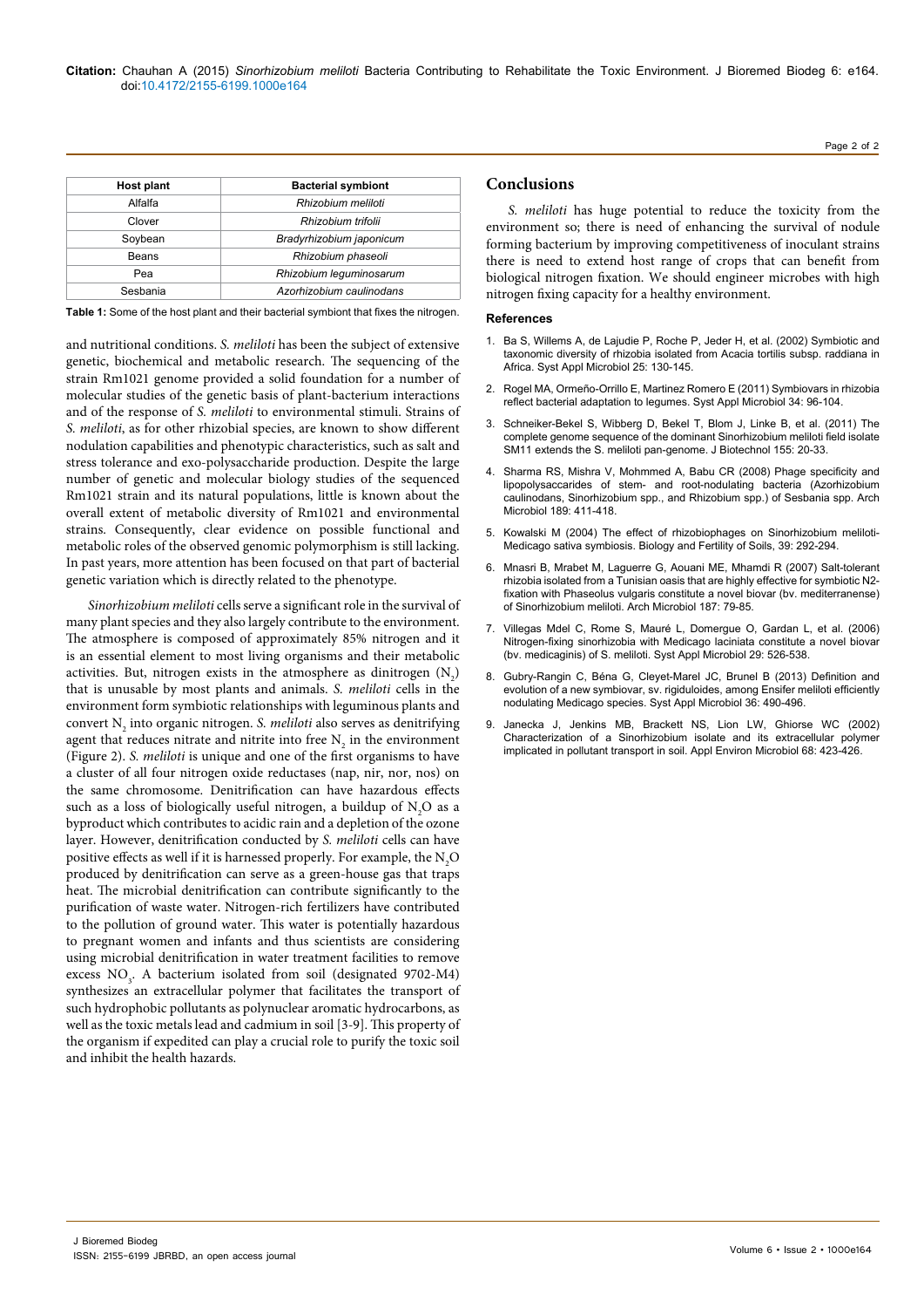| Host plant | Bacterial symbiont |
|---|---|
| Alfalfa | *Rhizobium meliloti* |
| Clover | *Rhizobium trifolii* |
| Soybean | *Bradyrhizobium japonicum* |
| Beans | *Rhizobium phaseoli* |
| Pea | *Rhizobium leguminosarum* |
| Sesbania | *Azorhizobium caulinodans* |

**Table 1:** Some of the host plant and their bacterial symbiont that fixes the nitrogen.

and nutritional conditions. *S. meliloti* has been the subject of extensive genetic, biochemical and metabolic research. The sequencing of the strain Rm1021 genome provided a solid foundation for a number of molecular studies of the genetic basis of plant-bacterium interactions and of the response of *S. meliloti* to environmental stimuli. Strains of *S. meliloti*, as for other rhizobial species, are known to show different nodulation capabilities and phenotypic characteristics, such as salt and stress tolerance and exo-polysaccharide production. Despite the large number of genetic and molecular biology studies of the sequenced Rm1021 strain and its natural populations, little is known about the overall extent of metabolic diversity of Rm1021 and environmental strains. Consequently, clear evidence on possible functional and metabolic roles of the observed genomic polymorphism is still lacking. In past years, more attention has been focused on that part of bacterial genetic variation which is directly related to the phenotype.

*Sinorhizobium meliloti* cells serve a significant role in the survival of many plant species and they also largely contribute to the environment. The atmosphere is composed of approximately 85% nitrogen and it is an essential element to most living organisms and their metabolic activities. But, nitrogen exists in the atmosphere as dinitrogen ($N_2$) that is unusable by most plants and animals. *S. meliloti* cells in the environment form symbiotic relationships with leguminous plants and convert $N_2$ into organic nitrogen. *S. meliloti* also serves as denitrifying agent that reduces nitrate and nitrite into free $N_2$ in the environment (Figure 2). *S. meliloti* is unique and one of the first organisms to have a cluster of all four nitrogen oxide reductases (nap, nir, nor, nos) on the same chromosome. Denitrification can have hazardous effects such as a loss of biologically useful nitrogen, a buildup of $N_2O$ as a byproduct which contributes to acidic rain and a depletion of the ozone layer. However, denitrification conducted by *S. meliloti* cells can have positive effects as well if it is harnessed properly. For example, the $N_2O$ produced by denitrification can serve as a green-house gas that traps heat. The microbial denitrification can contribute significantly to the purification of waste water. Nitrogen-rich fertilizers have contributed to the pollution of ground water. This water is potentially hazardous to pregnant women and infants and thus scientists are considering using microbial denitrification in water treatment facilities to remove excess $NO_3$. A bacterium isolated from soil (designated 9702-M4) synthesizes an extracellular polymer that facilitates the transport of such hydrophobic pollutants as polynuclear aromatic hydrocarbons, as well as the toxic metals lead and cadmium in soil [3-9]. This property of the organism if expedited can play a crucial role to purify the toxic soil and inhibit the health hazards.

## Conclusions

*S. meliloti* has huge potential to reduce the toxicity from the environment so; there is need of enhancing the survival of nodule forming bacterium by improving competitiveness of inoculant strains there is need to extend host range of crops that can benefit from biological nitrogen fixation. We should engineer microbes with high nitrogen fixing capacity for a healthy environment.

### References

1. Ba S, Willems A, de Lajudie P, Roche P, Jeder H, et al. (2002) Symbiotic and taxonomic diversity of rhizobia isolated from Acacia tortilis subsp. raddiana in Africa. Syst Appl Microbiol 25: 130-145.
2. Rogel MA, Ormeño-Orrillo E, Martinez Romero E (2011) Symbiovars in rhizobia reflect bacterial adaptation to legumes. Syst Appl Microbiol 34: 96-104.
3. Schneiker-Bekel S, Wibberg D, Bekel T, Blom J, Linke B, et al. (2011) The complete genome sequence of the dominant Sinorhizobium meliloti field isolate SM11 extends the S. meliloti pan-genome. J Biotechnol 155: 20-33.
4. Sharma RS, Mishra V, Mohmmed A, Babu CR (2008) Phage specificity and lipopolysaccarides of stem- and root-nodulating bacteria (Azorhizobium caulinodans, Sinorhizobium spp., and Rhizobium spp.) of Sesbania spp. Arch Microbiol 189: 411-418.
5. Kowalski M (2004) The effect of rhizobiophages on Sinorhizobium meliloti-Medicago sativa symbiosis. Biology and Fertility of Soils, 39: 292-294.
6. Mnasri B, Mrabet M, Laguerre G, Aouani ME, Mhamdi R (2007) Salt-tolerant rhizobia isolated from a Tunisian oasis that are highly effective for symbiotic N2-fixation with Phaseolus vulgaris constitute a novel biovar (bv. mediterranense) of Sinorhizobium meliloti. Arch Microbiol 187: 79-85.
7. Villegas Mdel C, Rome S, Mauré L, Domergue O, Gardan L, et al. (2006) Nitrogen-fixing sinorhizobia with Medicago laciniata constitute a novel biovar (bv. medicaginis) of S. meliloti. Syst Appl Microbiol 29: 526-538.
8. Gubry-Rangin C, Béna G, Cleyet-Marel JC, Brunel B (2013) Definition and evolution of a new symbiovar, sv. rigiduloides, among Ensifer meliloti efficiently nodulating Medicago species. Syst Appl Microbiol 36: 490-496.
9. Janecka J, Jenkins MB, Brackett NS, Lion LW, Ghiorse WC (2002) Characterization of a Sinorhizobium isolate and its extracellular polymer implicated in pollutant transport in soil. Appl Environ Microbiol 68: 423-426.